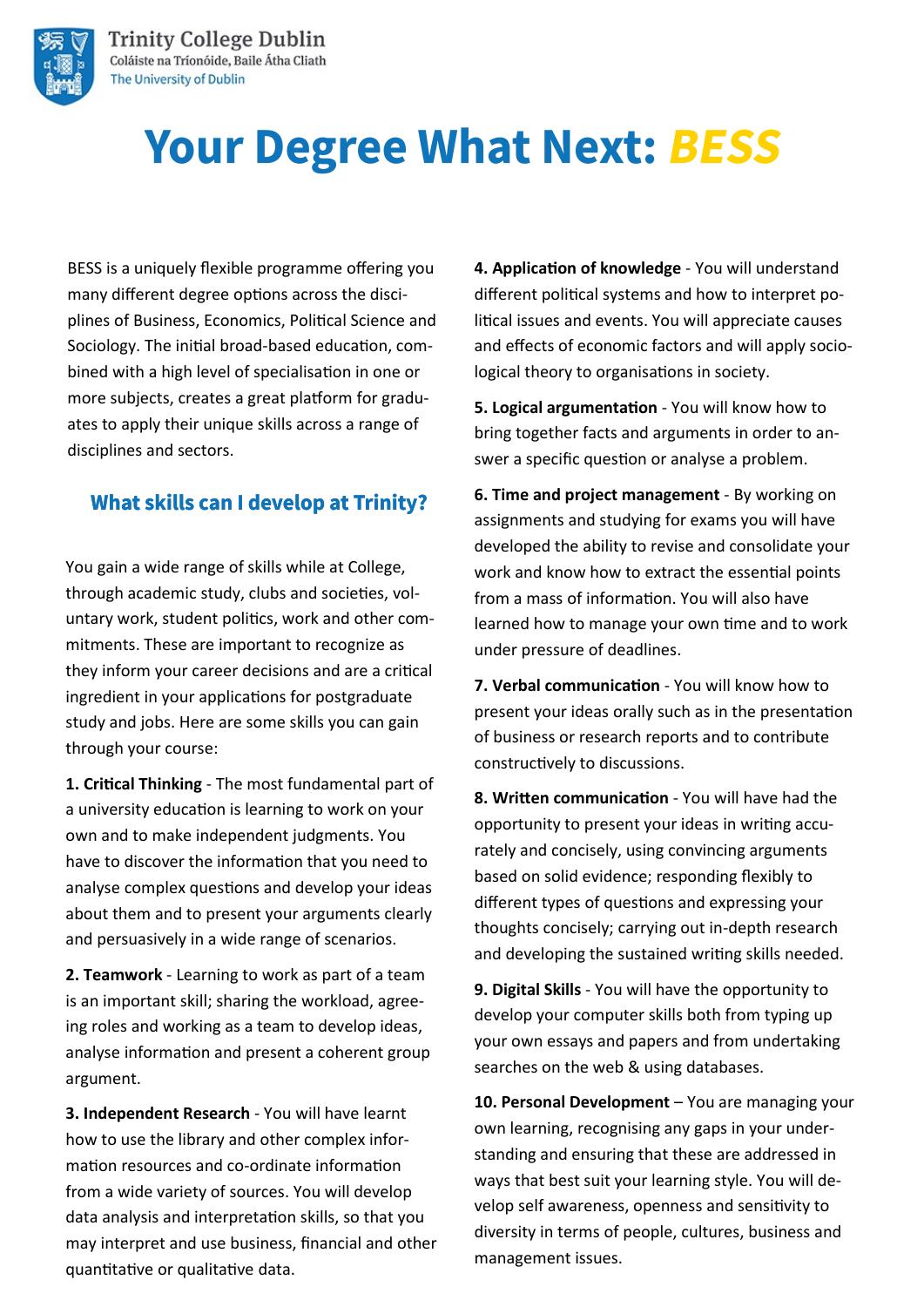Trinity College Dublin
Coláiste na Tríonóide, Baile Átha Cliath
The University of Dublin

# Your Degree What Next: *BESS*

BESS is a uniquely flexible programme offering you many different degree options across the disciplines of Business, Economics, Political Science and Sociology. The initial broad-based education, combined with a high level of specialisation in one or more subjects, creates a great platform for graduates to apply their unique skills across a range of disciplines and sectors.

## What skills can I develop at Trinity?

You gain a wide range of skills while at College, through academic study, clubs and societies, voluntary work, student politics, work and other commitments. These are important to recognize as they inform your career decisions and are a critical ingredient in your applications for postgraduate study and jobs. Here are some skills you can gain through your course:

**1. Critical Thinking** - The most fundamental part of a university education is learning to work on your own and to make independent judgments. You have to discover the information that you need to analyse complex questions and develop your ideas about them and to present your arguments clearly and persuasively in a wide range of scenarios.

**2. Teamwork** - Learning to work as part of a team is an important skill; sharing the workload, agreeing roles and working as a team to develop ideas, analyse information and present a coherent group argument.

**3. Independent Research** - You will have learnt how to use the library and other complex information resources and co-ordinate information from a wide variety of sources. You will develop data analysis and interpretation skills, so that you may interpret and use business, financial and other quantitative or qualitative data.

**4. Application of knowledge** - You will understand different political systems and how to interpret political issues and events. You will appreciate causes and effects of economic factors and will apply sociological theory to organisations in society.

**5. Logical argumentation** - You will know how to bring together facts and arguments in order to answer a specific question or analyse a problem.

**6. Time and project management** - By working on assignments and studying for exams you will have developed the ability to revise and consolidate your work and know how to extract the essential points from a mass of information. You will also have learned how to manage your own time and to work under pressure of deadlines.

**7. Verbal communication** - You will know how to present your ideas orally such as in the presentation of business or research reports and to contribute constructively to discussions.

**8. Written communication** - You will have had the opportunity to present your ideas in writing accurately and concisely, using convincing arguments based on solid evidence; responding flexibly to different types of questions and expressing your thoughts concisely; carrying out in-depth research and developing the sustained writing skills needed.

**9. Digital Skills** - You will have the opportunity to develop your computer skills both from typing up your own essays and papers and from undertaking searches on the web & using databases.

**10. Personal Development** – You are managing your own learning, recognising any gaps in your understanding and ensuring that these are addressed in ways that best suit your learning style. You will develop self awareness, openness and sensitivity to diversity in terms of people, cultures, business and management issues.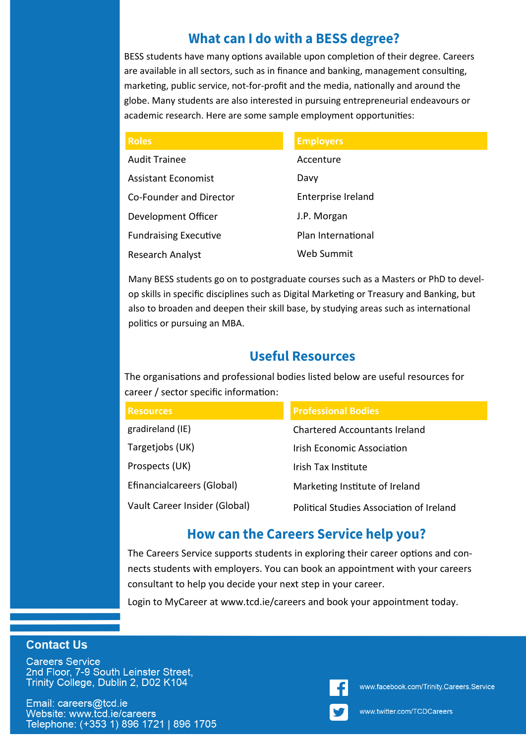## What can I do with a BESS degree?

BESS students have many options available upon completion of their degree. Careers are available in all sectors, such as in finance and banking, management consulting, marketing, public service, not-for-profit and the media, nationally and around the globe. Many students are also interested in pursuing entrepreneurial endeavours or academic research. Here are some sample employment opportunities:

| Roles | Employers |
|---|---|
| Audit Trainee | Accenture |
| Assistant Economist | Davy |
| Co-Founder and Director | Enterprise Ireland |
| Development Officer | J.P. Morgan |
| Fundraising Executive | Plan International |
| Research Analyst | Web Summit |

Many BESS students go on to postgraduate courses such as a Masters or PhD to develop skills in specific disciplines such as Digital Marketing or Treasury and Banking, but also to broaden and deepen their skill base, by studying areas such as international politics or pursuing an MBA.

## Useful Resources

The organisations and professional bodies listed below are useful resources for career / sector specific information:

| Resources | Professional Bodies |
|---|---|
| gradireland (IE) | Chartered Accountants Ireland |
| Targetjobs (UK) | Irish Economic Association |
| Prospects (UK) | Irish Tax Institute |
| Efinancialcareers (Global) | Marketing Institute of Ireland |
| Vault Career Insider (Global) | Political Studies Association of Ireland |

## How can the Careers Service help you?

The Careers Service supports students in exploring their career options and connects students with employers. You can book an appointment with your careers consultant to help you decide your next step in your career.

Login to MyCareer at www.tcd.ie/careers and book your appointment today.

### Contact Us

Careers Service
2nd Floor, 7-9 South Leinster Street,
Trinity College, Dublin 2, D02 K104

Email: careers@tcd.ie
Website: www.tcd.ie/careers
Telephone: (+353 1) 896 1721 | 896 1705

www.facebook.com/Trinity.Careers.Service

www.twitter.com/TCDCareers